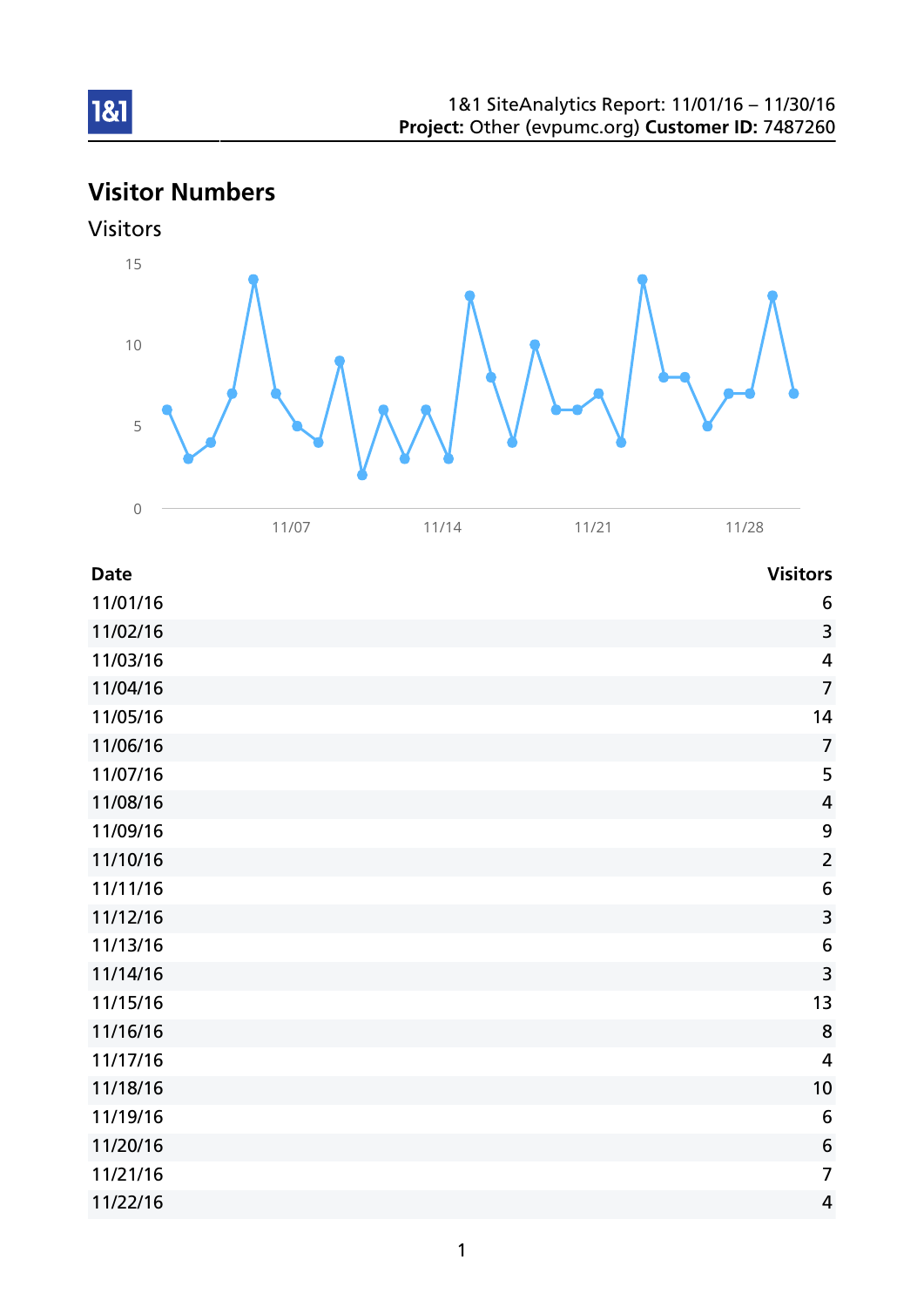1&1 SiteAnalytics Report: 11/01/16 – 11/30/16
**Project:** Other (evpumc.org) **Customer ID:** 7487260

# Visitor Numbers

## Visitors

| Date | Visitors |
|---|---|
| 11/01/16 | 6 |
| 11/02/16 | 3 |
| 11/03/16 | 4 |
| 11/04/16 | 7 |
| 11/05/16 | 14 |
| 11/06/16 | 7 |
| 11/07/16 | 5 |
| 11/08/16 | 4 |
| 11/09/16 | 9 |
| 11/10/16 | 2 |
| 11/11/16 | 6 |
| 11/12/16 | 3 |
| 11/13/16 | 6 |
| 11/14/16 | 3 |
| 11/15/16 | 13 |
| 11/16/16 | 8 |
| 11/17/16 | 4 |
| 11/18/16 | 10 |
| 11/19/16 | 6 |
| 11/20/16 | 6 |
| 11/21/16 | 7 |
| 11/22/16 | 4 |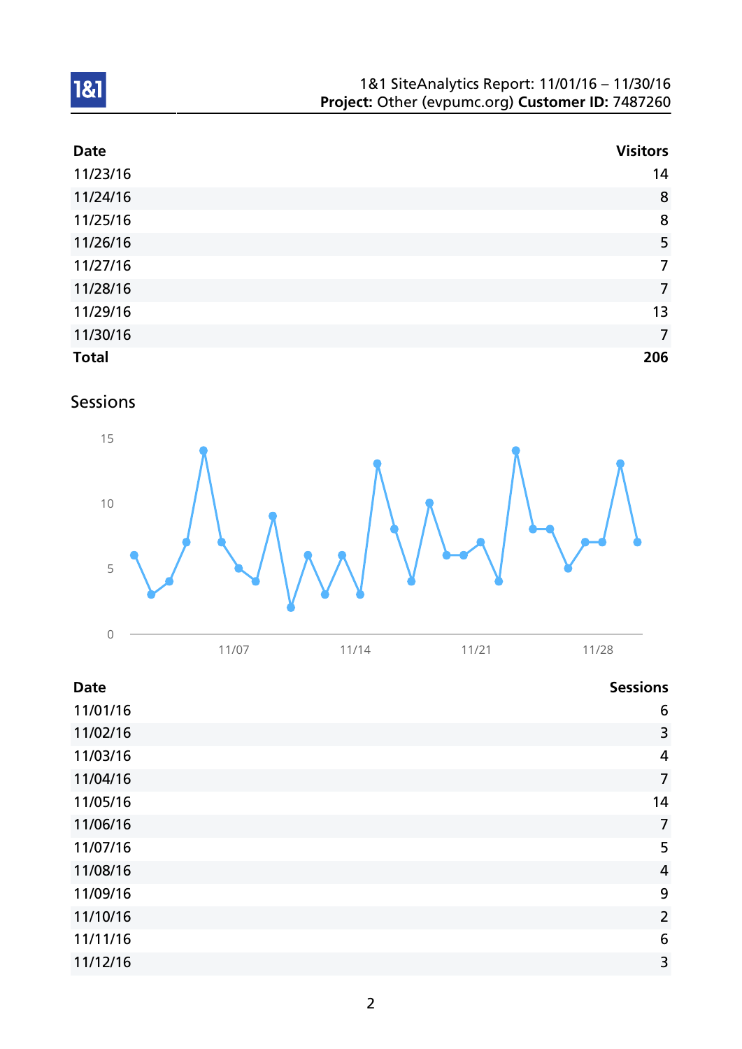| Date | Visitors |
|---|---:|
| 11/23/16 | 14 |
| 11/24/16 | 8 |
| 11/25/16 | 8 |
| 11/26/16 | 5 |
| 11/27/16 | 7 |
| 11/28/16 | 7 |
| 11/29/16 | 13 |
| 11/30/16 | 7 |
| **Total** | **206** |

## Sessions

| Date | Sessions |
|---|---:|
| 11/01/16 | 6 |
| 11/02/16 | 3 |
| 11/03/16 | 4 |
| 11/04/16 | 7 |
| 11/05/16 | 14 |
| 11/06/16 | 7 |
| 11/07/16 | 5 |
| 11/08/16 | 4 |
| 11/09/16 | 9 |
| 11/10/16 | 2 |
| 11/11/16 | 6 |
| 11/12/16 | 3 |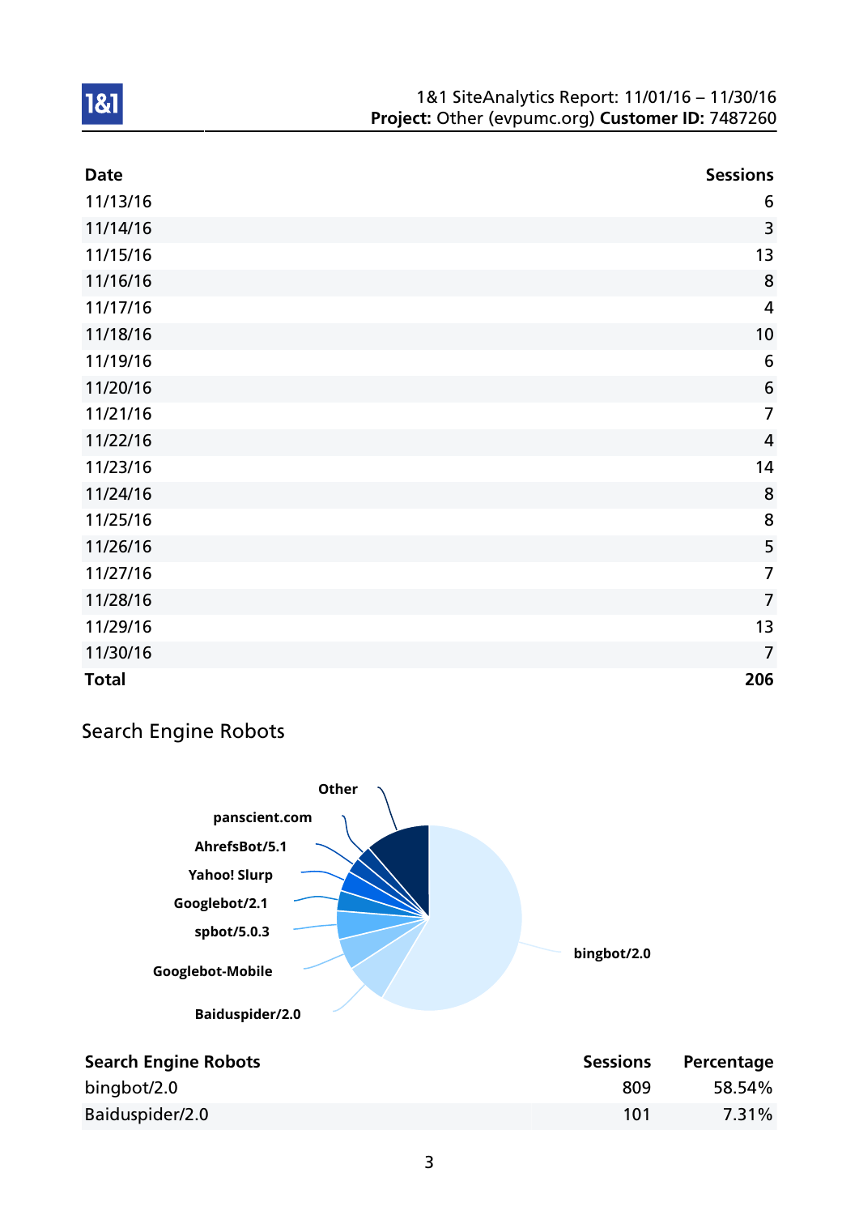| Date | Sessions |
|---|---|
| 11/13/16 | 6 |
| 11/14/16 | 3 |
| 11/15/16 | 13 |
| 11/16/16 | 8 |
| 11/17/16 | 4 |
| 11/18/16 | 10 |
| 11/19/16 | 6 |
| 11/20/16 | 6 |
| 11/21/16 | 7 |
| 11/22/16 | 4 |
| 11/23/16 | 14 |
| 11/24/16 | 8 |
| 11/25/16 | 8 |
| 11/26/16 | 5 |
| 11/27/16 | 7 |
| 11/28/16 | 7 |
| 11/29/16 | 13 |
| 11/30/16 | 7 |
| **Total** | **206** |

## Search Engine Robots

Other, panscient.com, AhrefsBot/5.1, Yahoo! Slurp, Googlebot/2.1, spbot/5.0.3, Googlebot-Mobile, Baiduspider/2.0, bingbot/2.0

| Search Engine Robots | Sessions | Percentage |
|---|---|---|
| bingbot/2.0 | 809 | 58.54% |
| Baiduspider/2.0 | 101 | 7.31% |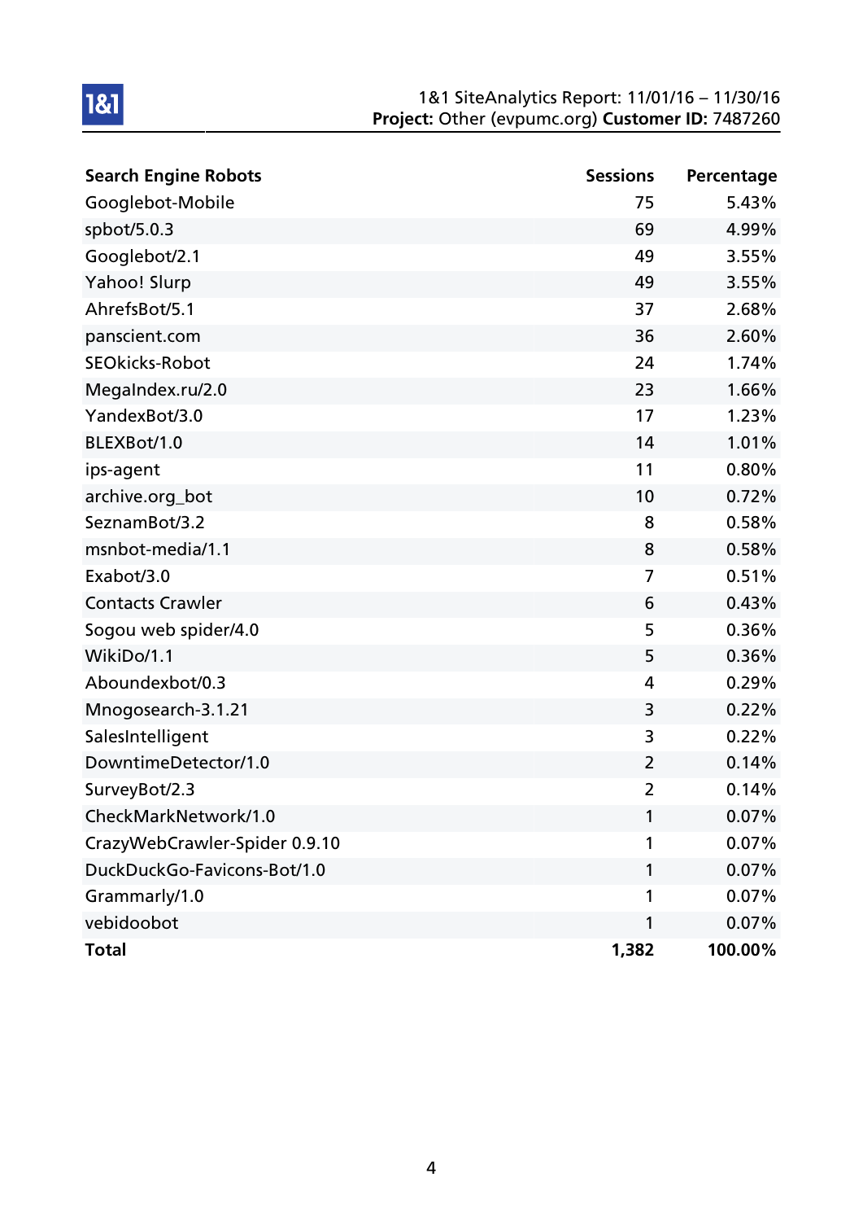| Search Engine Robots | Sessions | Percentage |
|---|---|---|
| Googlebot-Mobile | 75 | 5.43% |
| spbot/5.0.3 | 69 | 4.99% |
| Googlebot/2.1 | 49 | 3.55% |
| Yahoo! Slurp | 49 | 3.55% |
| AhrefsBot/5.1 | 37 | 2.68% |
| panscient.com | 36 | 2.60% |
| SEOkicks-Robot | 24 | 1.74% |
| MegaIndex.ru/2.0 | 23 | 1.66% |
| YandexBot/3.0 | 17 | 1.23% |
| BLEXBot/1.0 | 14 | 1.01% |
| ips-agent | 11 | 0.80% |
| archive.org_bot | 10 | 0.72% |
| SeznamBot/3.2 | 8 | 0.58% |
| msnbot-media/1.1 | 8 | 0.58% |
| Exabot/3.0 | 7 | 0.51% |
| Contacts Crawler | 6 | 0.43% |
| Sogou web spider/4.0 | 5 | 0.36% |
| WikiDo/1.1 | 5 | 0.36% |
| Aboundexbot/0.3 | 4 | 0.29% |
| Mnogosearch-3.1.21 | 3 | 0.22% |
| SalesIntelligent | 3 | 0.22% |
| DowntimeDetector/1.0 | 2 | 0.14% |
| SurveyBot/2.3 | 2 | 0.14% |
| CheckMarkNetwork/1.0 | 1 | 0.07% |
| CrazyWebCrawler-Spider 0.9.10 | 1 | 0.07% |
| DuckDuckGo-Favicons-Bot/1.0 | 1 | 0.07% |
| Grammarly/1.0 | 1 | 0.07% |
| vebidoobot | 1 | 0.07% |
| **Total** | **1,382** | **100.00%** |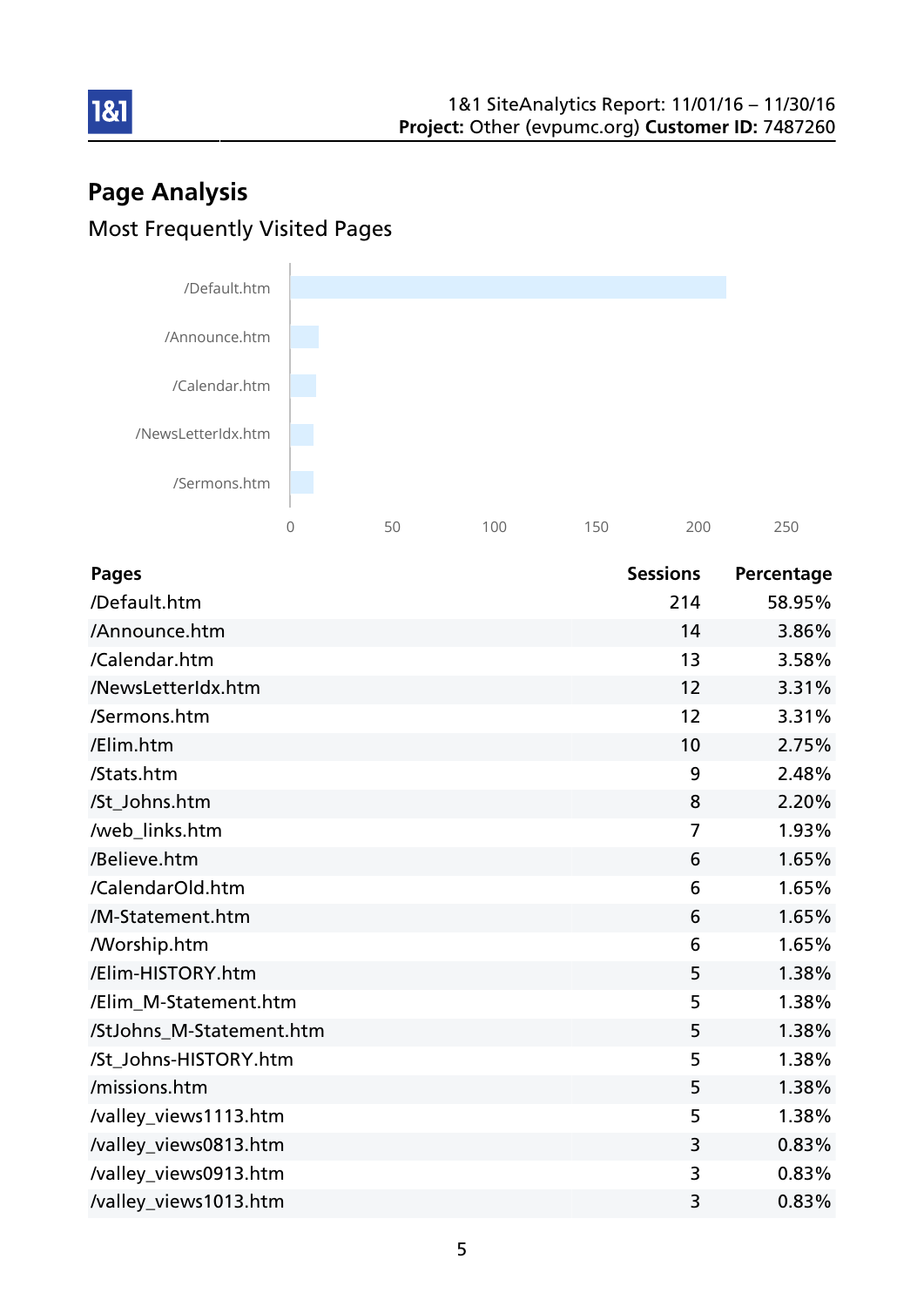# Page Analysis

## Most Frequently Visited Pages

| Pages | Sessions | Percentage |
|---|---|---|
| /Default.htm | 214 | 58.95% |
| /Announce.htm | 14 | 3.86% |
| /Calendar.htm | 13 | 3.58% |
| /NewsLetterIdx.htm | 12 | 3.31% |
| /Sermons.htm | 12 | 3.31% |
| /Elim.htm | 10 | 2.75% |
| /Stats.htm | 9 | 2.48% |
| /St_Johns.htm | 8 | 2.20% |
| /web_links.htm | 7 | 1.93% |
| /Believe.htm | 6 | 1.65% |
| /CalendarOld.htm | 6 | 1.65% |
| /M-Statement.htm | 6 | 1.65% |
| /Worship.htm | 6 | 1.65% |
| /Elim-HISTORY.htm | 5 | 1.38% |
| /Elim_M-Statement.htm | 5 | 1.38% |
| /StJohns_M-Statement.htm | 5 | 1.38% |
| /St_Johns-HISTORY.htm | 5 | 1.38% |
| /missions.htm | 5 | 1.38% |
| /valley_views1113.htm | 5 | 1.38% |
| /valley_views0813.htm | 3 | 0.83% |
| /valley_views0913.htm | 3 | 0.83% |
| /valley_views1013.htm | 3 | 0.83% |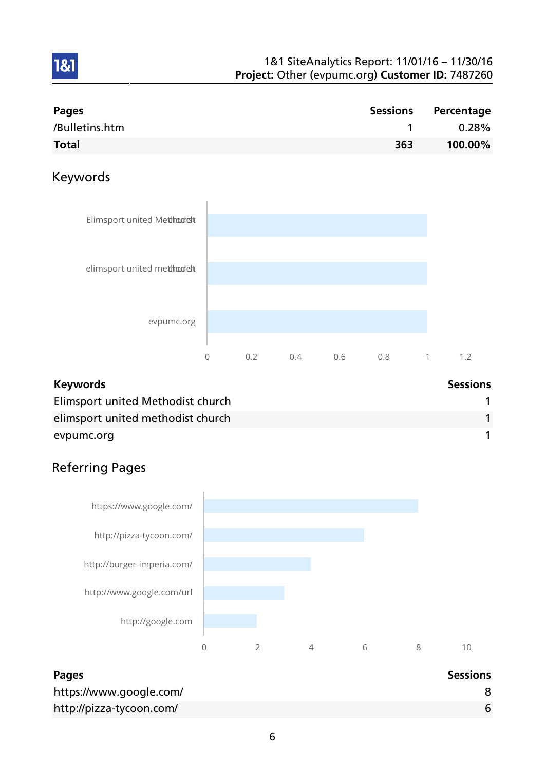| Pages | Sessions | Percentage |
|---|---|---|
| /Bulletins.htm | 1 | 0.28% |
| **Total** | **363** | **100.00%** |

## Keywords

| Keywords | Sessions |
|---|---|
| Elimsport united Methodist church | 1 |
| elimsport united methodist church | 1 |
| evpumc.org | 1 |

## Referring Pages

| Pages | Sessions |
|---|---|
| https://www.google.com/ | 8 |
| http://pizza-tycoon.com/ | 6 |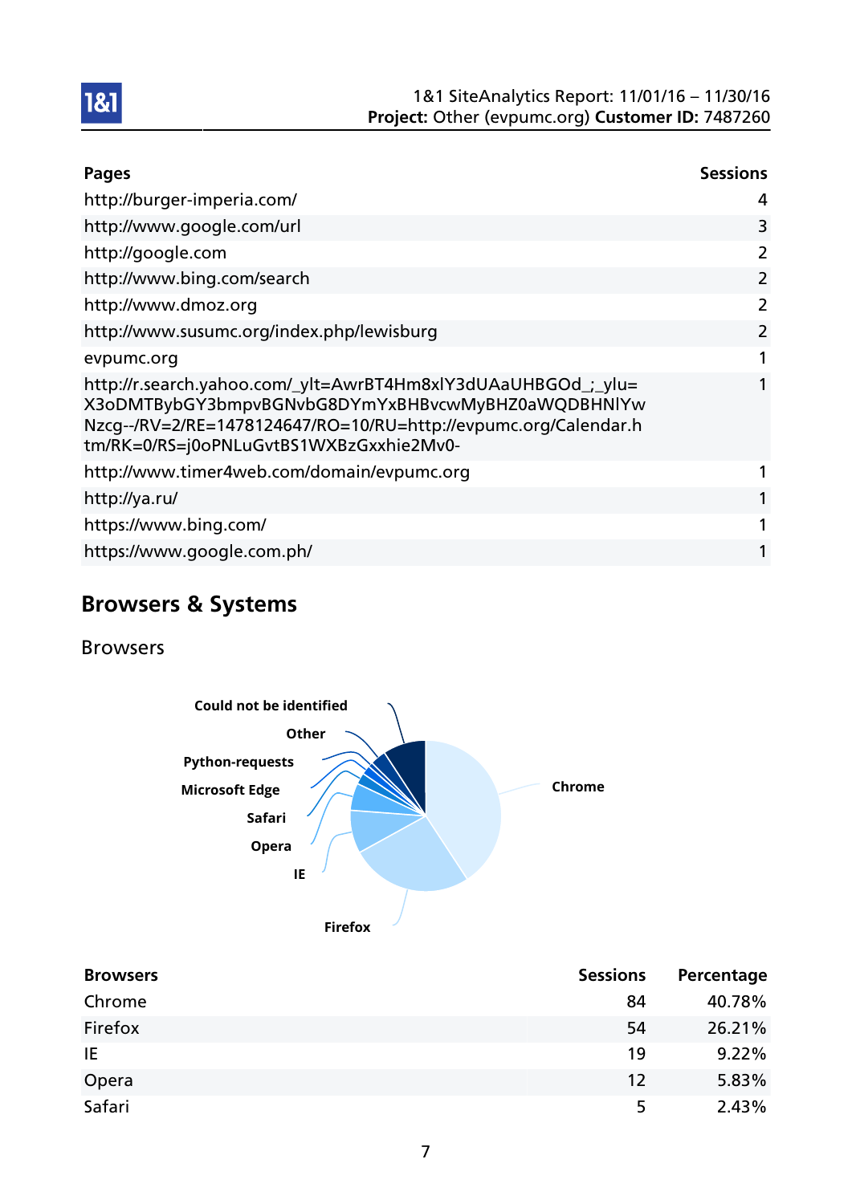| Pages | Sessions |
|---|---|
| http://burger-imperia.com/ | 4 |
| http://www.google.com/url | 3 |
| http://google.com | 2 |
| http://www.bing.com/search | 2 |
| http://www.dmoz.org | 2 |
| http://www.susumc.org/index.php/lewisburg | 2 |
| evpumc.org | 1 |
| http://r.search.yahoo.com/_ylt=AwrBT4Hm8xlY3dUAaUHBGOd_;_ylu=X3oDMTBybGY3bmpvBGNvbG8DYmYxBHBvcwMyBHZ0aWQDBHNlYwNzcg--/RV=2/RE=1478124647/RO=10/RU=http://evpumc.org/Calendar.htm/RK=0/RS=j0oPNLuGvtBS1WXBzGxxhie2Mv0- | 1 |
| http://www.timer4web.com/domain/evpumc.org | 1 |
| http://ya.ru/ | 1 |
| https://www.bing.com/ | 1 |
| https://www.google.com.ph/ | 1 |

## Browsers & Systems

### Browsers

| Browsers | Sessions | Percentage |
|---|---|---|
| Chrome | 84 | 40.78% |
| Firefox | 54 | 26.21% |
| IE | 19 | 9.22% |
| Opera | 12 | 5.83% |
| Safari | 5 | 2.43% |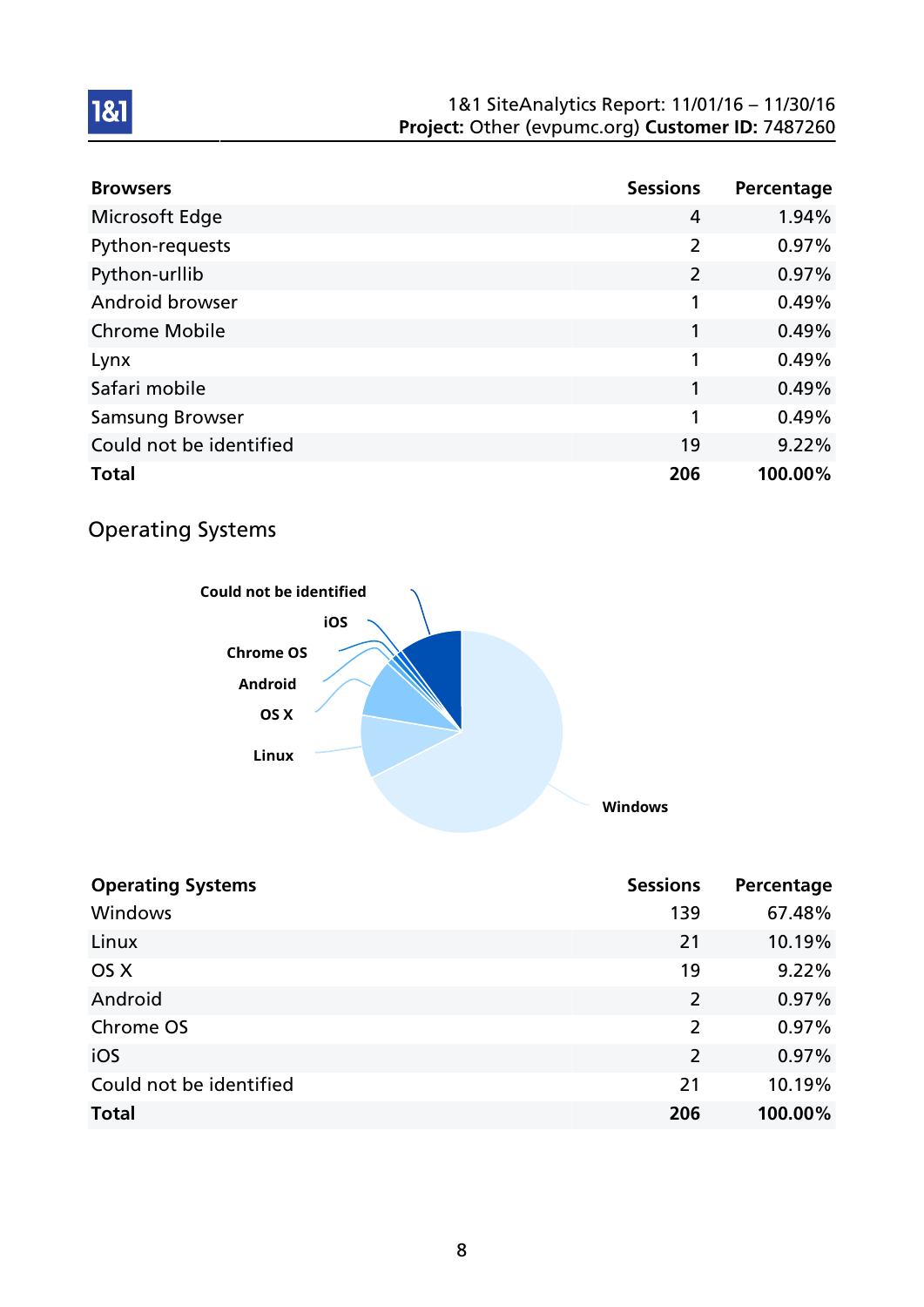| Browsers | Sessions | Percentage |
| --- | --- | --- |
| Microsoft Edge | 4 | 1.94% |
| Python-requests | 2 | 0.97% |
| Python-urllib | 2 | 0.97% |
| Android browser | 1 | 0.49% |
| Chrome Mobile | 1 | 0.49% |
| Lynx | 1 | 0.49% |
| Safari mobile | 1 | 0.49% |
| Samsung Browser | 1 | 0.49% |
| Could not be identified | 19 | 9.22% |
| **Total** | **206** | **100.00%** |

## Operating Systems

| Operating Systems | Sessions | Percentage |
| --- | --- | --- |
| Windows | 139 | 67.48% |
| Linux | 21 | 10.19% |
| OS X | 19 | 9.22% |
| Android | 2 | 0.97% |
| Chrome OS | 2 | 0.97% |
| iOS | 2 | 0.97% |
| Could not be identified | 21 | 10.19% |
| **Total** | **206** | **100.00%** |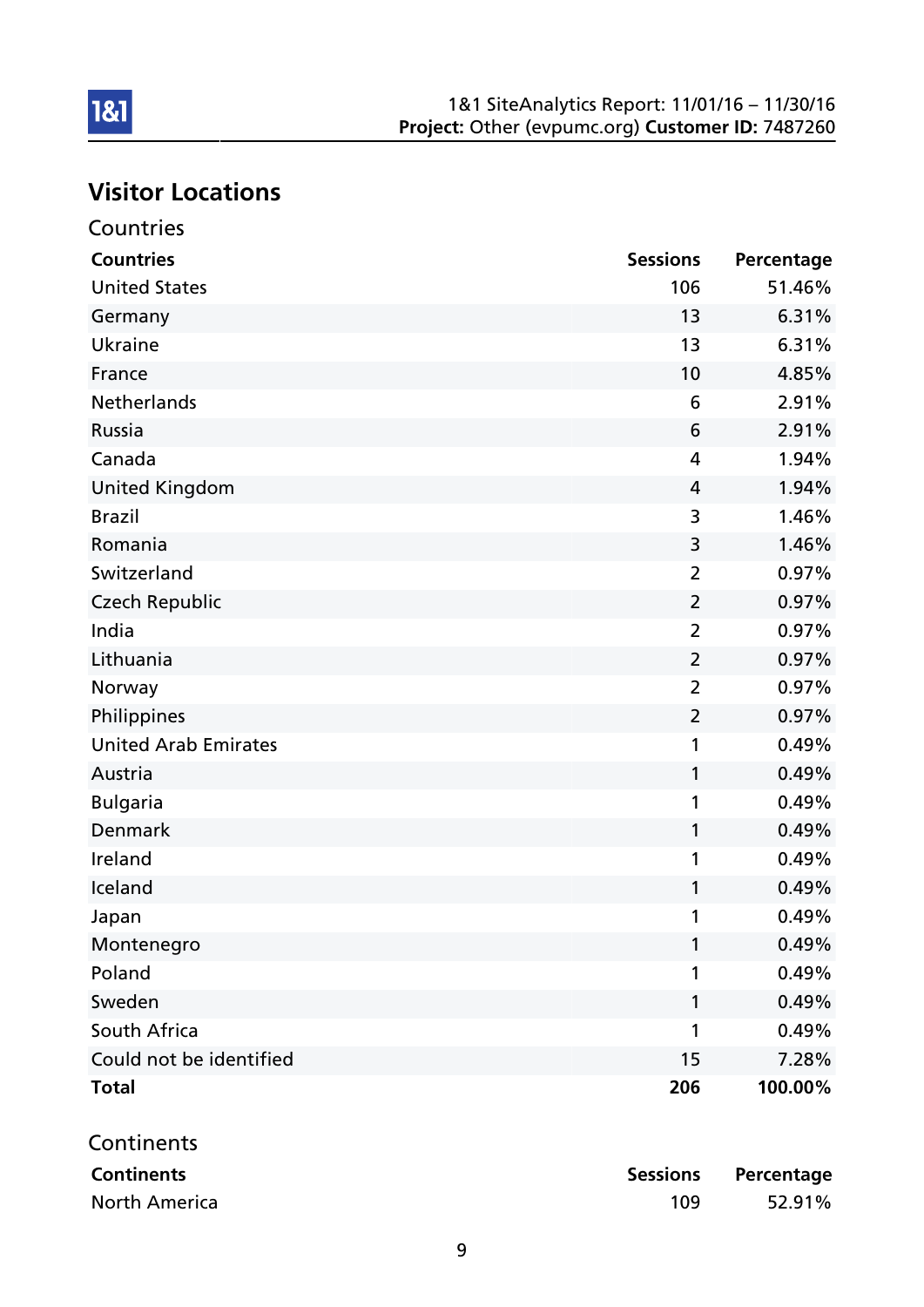## Visitor Locations

### Countries

| Countries | Sessions | Percentage |
|---|---|---|
| United States | 106 | 51.46% |
| Germany | 13 | 6.31% |
| Ukraine | 13 | 6.31% |
| France | 10 | 4.85% |
| Netherlands | 6 | 2.91% |
| Russia | 6 | 2.91% |
| Canada | 4 | 1.94% |
| United Kingdom | 4 | 1.94% |
| Brazil | 3 | 1.46% |
| Romania | 3 | 1.46% |
| Switzerland | 2 | 0.97% |
| Czech Republic | 2 | 0.97% |
| India | 2 | 0.97% |
| Lithuania | 2 | 0.97% |
| Norway | 2 | 0.97% |
| Philippines | 2 | 0.97% |
| United Arab Emirates | 1 | 0.49% |
| Austria | 1 | 0.49% |
| Bulgaria | 1 | 0.49% |
| Denmark | 1 | 0.49% |
| Ireland | 1 | 0.49% |
| Iceland | 1 | 0.49% |
| Japan | 1 | 0.49% |
| Montenegro | 1 | 0.49% |
| Poland | 1 | 0.49% |
| Sweden | 1 | 0.49% |
| South Africa | 1 | 0.49% |
| Could not be identified | 15 | 7.28% |
| **Total** | **206** | **100.00%** |

### Continents

| Continents | Sessions | Percentage |
|---|---|---|
| North America | 109 | 52.91% |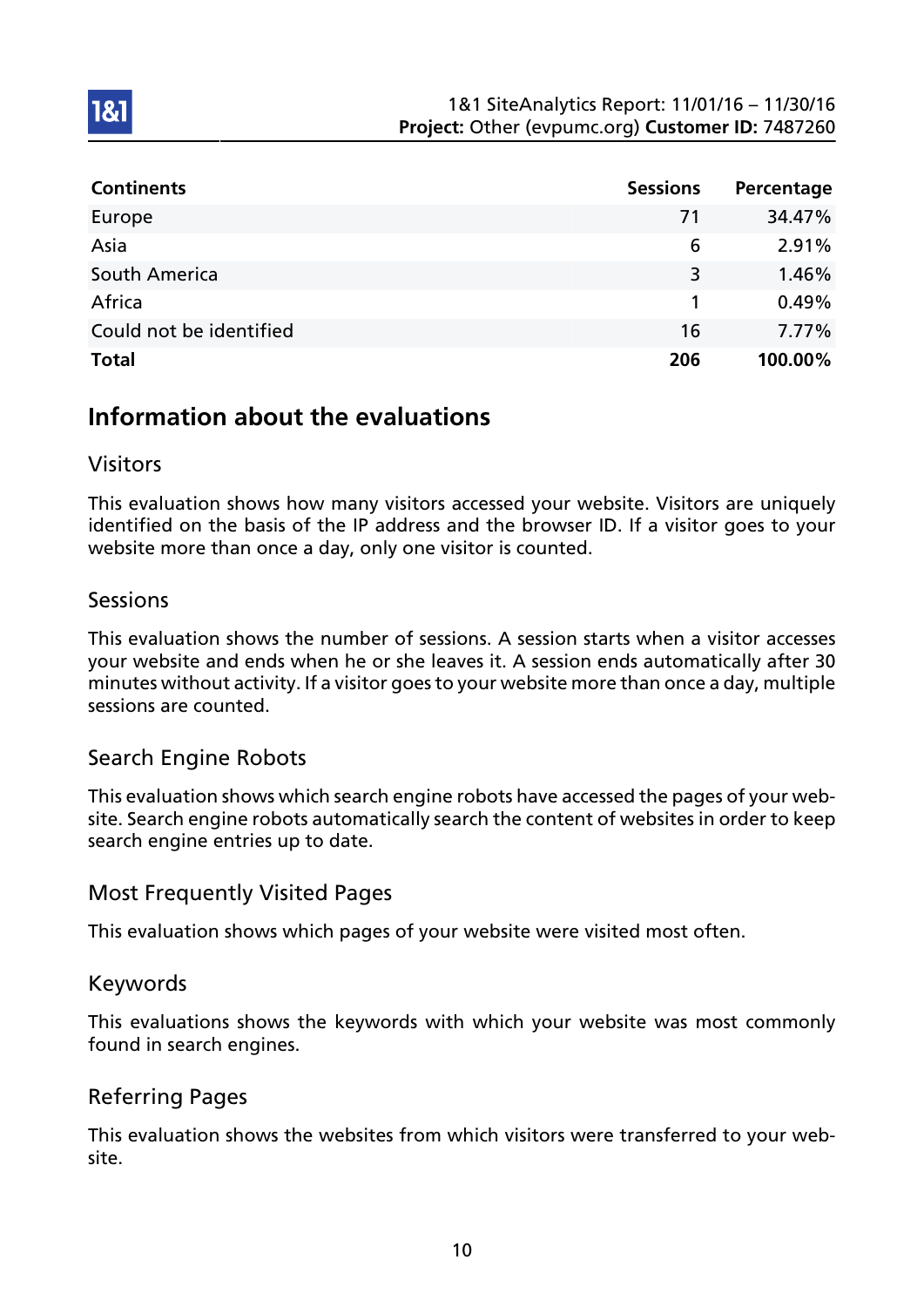| Continents | Sessions | Percentage |
|---|---|---|
| Europe | 71 | 34.47% |
| Asia | 6 | 2.91% |
| South America | 3 | 1.46% |
| Africa | 1 | 0.49% |
| Could not be identified | 16 | 7.77% |
| **Total** | **206** | **100.00%** |

## Information about the evaluations

### Visitors

This evaluation shows how many visitors accessed your website. Visitors are uniquely identified on the basis of the IP address and the browser ID. If a visitor goes to your website more than once a day, only one visitor is counted.

### Sessions

This evaluation shows the number of sessions. A session starts when a visitor accesses your website and ends when he or she leaves it. A session ends automatically after 30 minutes without activity. If a visitor goes to your website more than once a day, multiple sessions are counted.

### Search Engine Robots

This evaluation shows which search engine robots have accessed the pages of your website. Search engine robots automatically search the content of websites in order to keep search engine entries up to date.

### Most Frequently Visited Pages

This evaluation shows which pages of your website were visited most often.

### Keywords

This evaluations shows the keywords with which your website was most commonly found in search engines.

### Referring Pages

This evaluation shows the websites from which visitors were transferred to your website.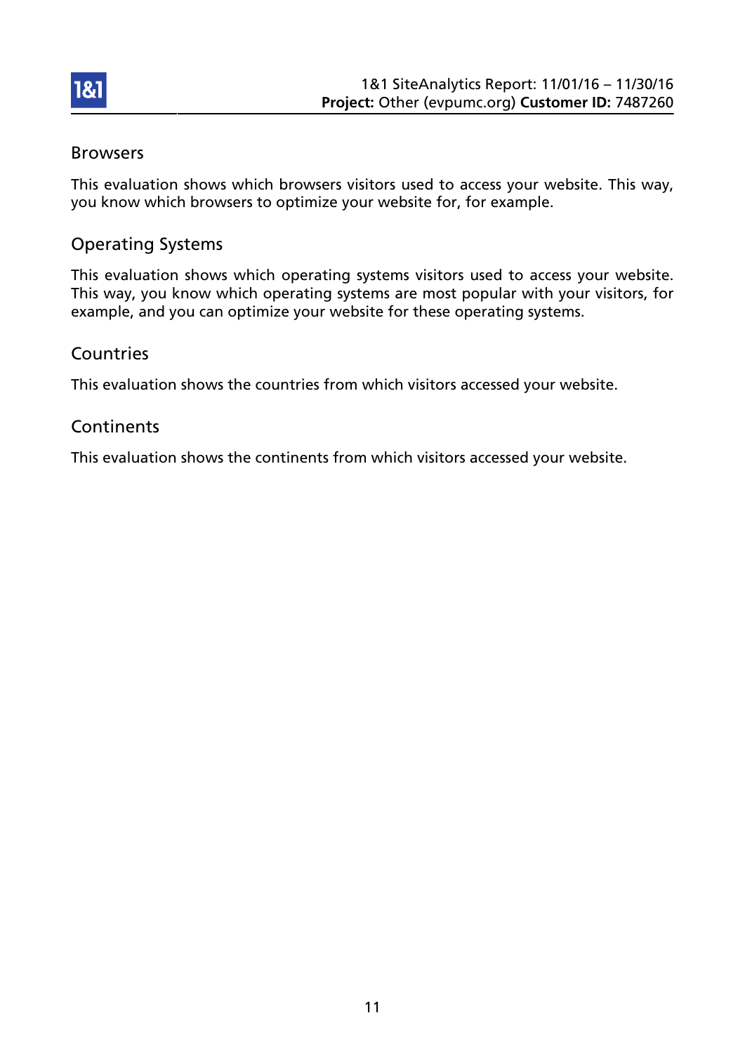## Browsers

This evaluation shows which browsers visitors used to access your website. This way, you know which browsers to optimize your website for, for example.

## Operating Systems

This evaluation shows which operating systems visitors used to access your website. This way, you know which operating systems are most popular with your visitors, for example, and you can optimize your website for these operating systems.

## Countries

This evaluation shows the countries from which visitors accessed your website.

## Continents

This evaluation shows the continents from which visitors accessed your website.